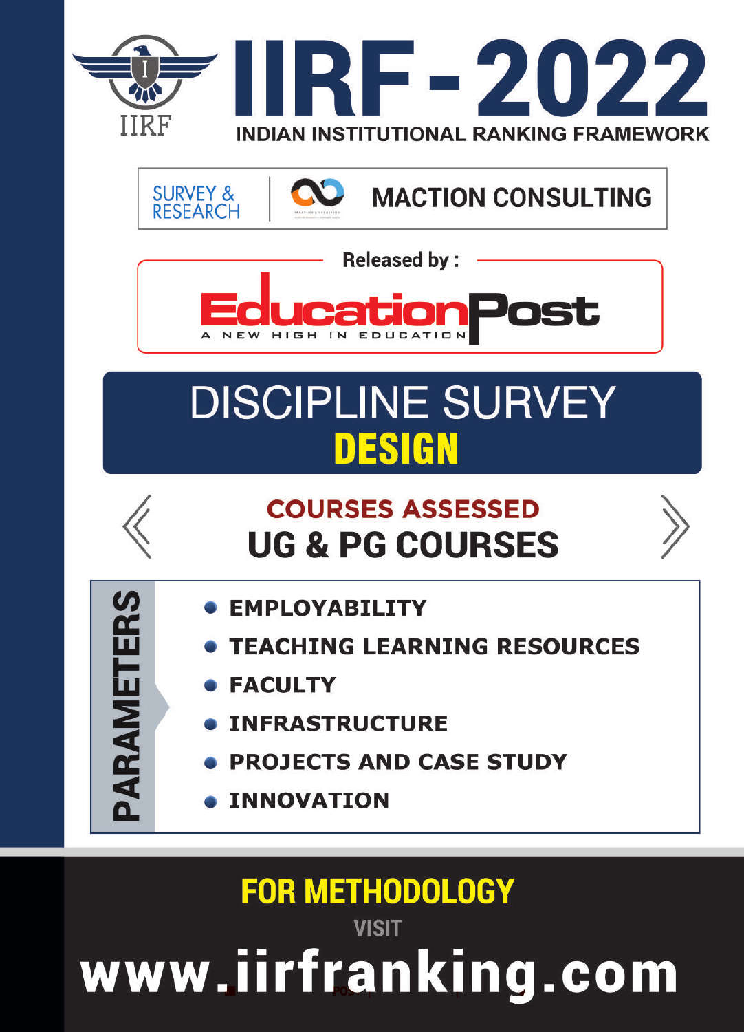# IIRF - 2022

INDIAN INSTITUTIONAL RANKING FRAMEWORK

SURVEY & RESEARCH | MACTION CONSULTING

Released by :

**EducationPost**

A NEW HIGH IN EDUCATION

## DISCIPLINE SURVEY

## DESIGN

**COURSES ASSESSED**

**UG & PG COURSES**

**PARAMETERS**

- EMPLOYABILITY
- TEACHING LEARNING RESOURCES
- FACULTY
- INFRASTRUCTURE
- PROJECTS AND CASE STUDY
- INNOVATION

**FOR METHODOLOGY**

VISIT

**www.iirfranking.com**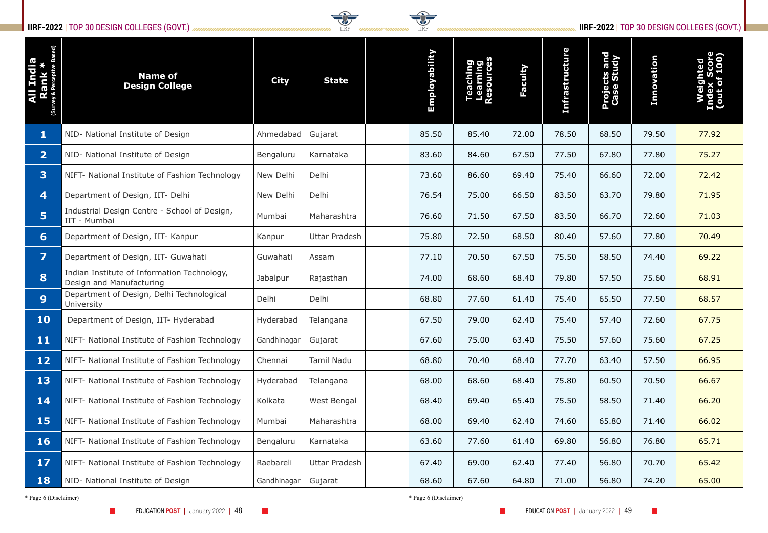# IIRF-2022 | TOP 30 DESIGN COLLEGES (GOVT.)

| All India Rank * (Survey & Perceptive Based) | Name of Design College | City | State | | Employability | Teaching Learning Resources | Faculty | Infrastructure | Projects and Case Study | Innovation | Weighted Index Score (out of 100) |
|---|---|---|---|---|---|---|---|---|---|---|---|
| 1 | NID- National Institute of Design | Ahmedabad | Gujarat | | 85.50 | 85.40 | 72.00 | 78.50 | 68.50 | 79.50 | 77.92 |
| 2 | NID- National Institute of Design | Bengaluru | Karnataka | | 83.60 | 84.60 | 67.50 | 77.50 | 67.80 | 77.80 | 75.27 |
| 3 | NIFT- National Institute of Fashion Technology | New Delhi | Delhi | | 73.60 | 86.60 | 69.40 | 75.40 | 66.60 | 72.00 | 72.42 |
| 4 | Department of Design, IIT- Delhi | New Delhi | Delhi | | 76.54 | 75.00 | 66.50 | 83.50 | 63.70 | 79.80 | 71.95 |
| 5 | Industrial Design Centre - School of Design, IIT - Mumbai | Mumbai | Maharashtra | | 76.60 | 71.50 | 67.50 | 83.50 | 66.70 | 72.60 | 71.03 |
| 6 | Department of Design, IIT- Kanpur | Kanpur | Uttar Pradesh | | 75.80 | 72.50 | 68.50 | 80.40 | 57.60 | 77.80 | 70.49 |
| 7 | Department of Design, IIT- Guwahati | Guwahati | Assam | | 77.10 | 70.50 | 67.50 | 75.50 | 58.50 | 74.40 | 69.22 |
| 8 | Indian Institute of Information Technology, Design and Manufacturing | Jabalpur | Rajasthan | | 74.00 | 68.60 | 68.40 | 79.80 | 57.50 | 75.60 | 68.91 |
| 9 | Department of Design, Delhi Technological University | Delhi | Delhi | | 68.80 | 77.60 | 61.40 | 75.40 | 65.50 | 77.50 | 68.57 |
| 10 | Department of Design, IIT- Hyderabad | Hyderabad | Telangana | | 67.50 | 79.00 | 62.40 | 75.40 | 57.40 | 72.60 | 67.75 |
| 11 | NIFT- National Institute of Fashion Technology | Gandhinagar | Gujarat | | 67.60 | 75.00 | 63.40 | 75.50 | 57.60 | 75.60 | 67.25 |
| 12 | NIFT- National Institute of Fashion Technology | Chennai | Tamil Nadu | | 68.80 | 70.40 | 68.40 | 77.70 | 63.40 | 57.50 | 66.95 |
| 13 | NIFT- National Institute of Fashion Technology | Hyderabad | Telangana | | 68.00 | 68.60 | 68.40 | 75.80 | 60.50 | 70.50 | 66.67 |
| 14 | NIFT- National Institute of Fashion Technology | Kolkata | West Bengal | | 68.40 | 69.40 | 65.40 | 75.50 | 58.50 | 71.40 | 66.20 |
| 15 | NIFT- National Institute of Fashion Technology | Mumbai | Maharashtra | | 68.00 | 69.40 | 62.40 | 74.60 | 65.80 | 71.40 | 66.02 |
| 16 | NIFT- National Institute of Fashion Technology | Bengaluru | Karnataka | | 63.60 | 77.60 | 61.40 | 69.80 | 56.80 | 76.80 | 65.71 |
| 17 | NIFT- National Institute of Fashion Technology | Raebareli | Uttar Pradesh | | 67.40 | 69.00 | 62.40 | 77.40 | 56.80 | 70.70 | 65.42 |
| 18 | NID- National Institute of Design | Gandhinagar | Gujarat | | 68.60 | 67.60 | 64.80 | 71.00 | 56.80 | 74.20 | 65.00 |

* Page 6 (Disclaimer)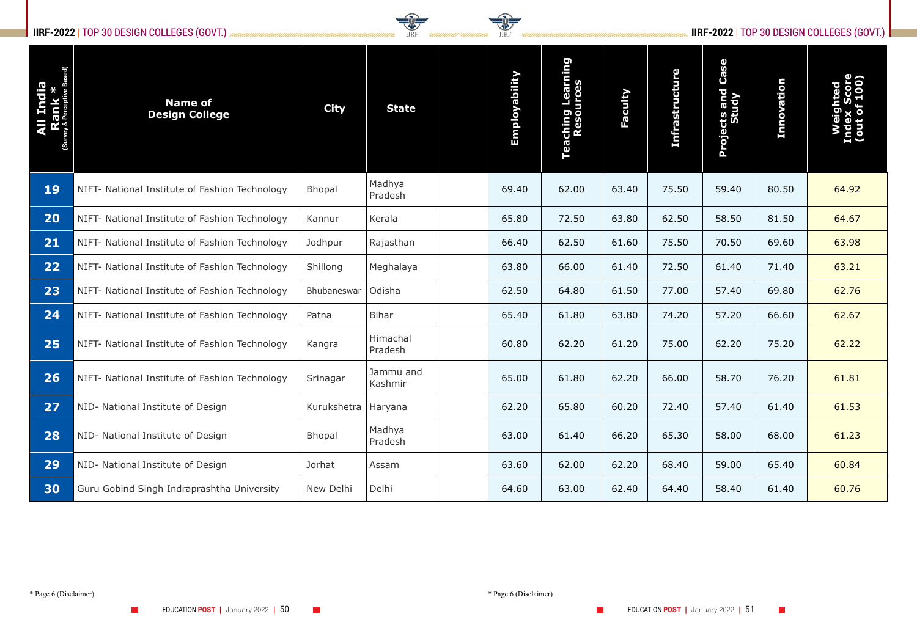| All India Rank * (Survey & Perceptive Based) | Name of Design College | City | State | | Employability | Teaching Learning Resources | Faculty | Infrastructure | Projects and Case Study | Innovation | Weighted Index Score (out of 100) |
|---|---|---|---|---|---|---|---|---|---|---|---|
| 19 | NIFT- National Institute of Fashion Technology | Bhopal | Madhya Pradesh | | 69.40 | 62.00 | 63.40 | 75.50 | 59.40 | 80.50 | 64.92 |
| 20 | NIFT- National Institute of Fashion Technology | Kannur | Kerala | | 65.80 | 72.50 | 63.80 | 62.50 | 58.50 | 81.50 | 64.67 |
| 21 | NIFT- National Institute of Fashion Technology | Jodhpur | Rajasthan | | 66.40 | 62.50 | 61.60 | 75.50 | 70.50 | 69.60 | 63.98 |
| 22 | NIFT- National Institute of Fashion Technology | Shillong | Meghalaya | | 63.80 | 66.00 | 61.40 | 72.50 | 61.40 | 71.40 | 63.21 |
| 23 | NIFT- National Institute of Fashion Technology | Bhubaneswar | Odisha | | 62.50 | 64.80 | 61.50 | 77.00 | 57.40 | 69.80 | 62.76 |
| 24 | NIFT- National Institute of Fashion Technology | Patna | Bihar | | 65.40 | 61.80 | 63.80 | 74.20 | 57.20 | 66.60 | 62.67 |
| 25 | NIFT- National Institute of Fashion Technology | Kangra | Himachal Pradesh | | 60.80 | 62.20 | 61.20 | 75.00 | 62.20 | 75.20 | 62.22 |
| 26 | NIFT- National Institute of Fashion Technology | Srinagar | Jammu and Kashmir | | 65.00 | 61.80 | 62.20 | 66.00 | 58.70 | 76.20 | 61.81 |
| 27 | NID- National Institute of Design | Kurukshetra | Haryana | | 62.20 | 65.80 | 60.20 | 72.40 | 57.40 | 61.40 | 61.53 |
| 28 | NID- National Institute of Design | Bhopal | Madhya Pradesh | | 63.00 | 61.40 | 66.20 | 65.30 | 58.00 | 68.00 | 61.23 |
| 29 | NID- National Institute of Design | Jorhat | Assam | | 63.60 | 62.00 | 62.20 | 68.40 | 59.00 | 65.40 | 60.84 |
| 30 | Guru Gobind Singh Indraprashtha University | New Delhi | Delhi | | 64.60 | 63.00 | 62.40 | 64.40 | 58.40 | 61.40 | 60.76 |

* Page 6 (Disclaimer)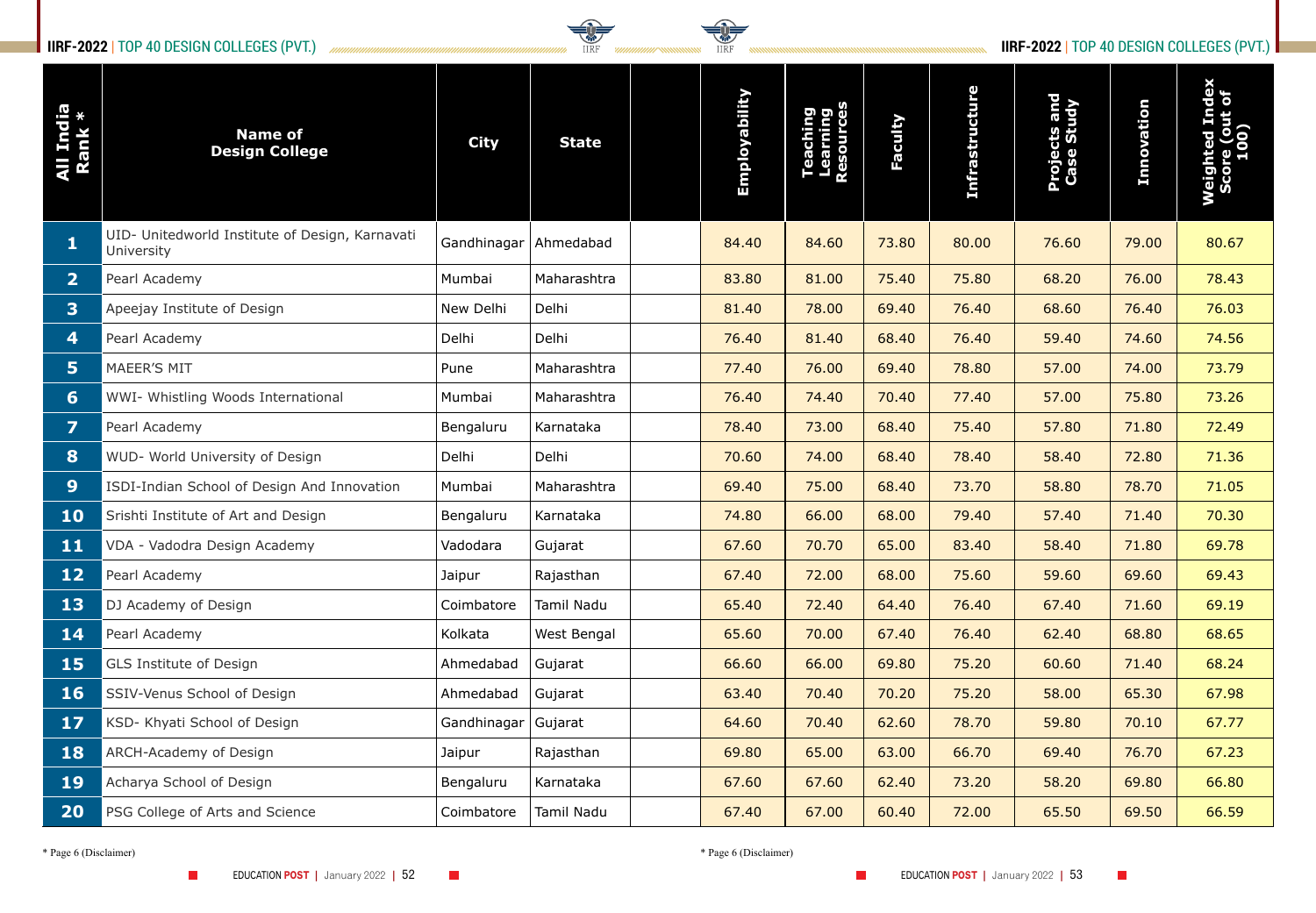## IIRF-2022 | TOP 40 DESIGN COLLEGES (PVT.)

| All India Rank * | Name of Design College | City | State | | Employability | Teaching Learning Resources | Faculty | Infrastructure | Projects and Case Study | Innovation | Weighted Index Score (out of 100) |
|---|---|---|---|---|---|---|---|---|---|---|---|
| 1 | UID- Unitedworld Institute of Design, Karnavati University | Gandhinagar | Ahmedabad | | 84.40 | 84.60 | 73.80 | 80.00 | 76.60 | 79.00 | 80.67 |
| 2 | Pearl Academy | Mumbai | Maharashtra | | 83.80 | 81.00 | 75.40 | 75.80 | 68.20 | 76.00 | 78.43 |
| 3 | Apeejay Institute of Design | New Delhi | Delhi | | 81.40 | 78.00 | 69.40 | 76.40 | 68.60 | 76.40 | 76.03 |
| 4 | Pearl Academy | Delhi | Delhi | | 76.40 | 81.40 | 68.40 | 76.40 | 59.40 | 74.60 | 74.56 |
| 5 | MAEER'S MIT | Pune | Maharashtra | | 77.40 | 76.00 | 69.40 | 78.80 | 57.00 | 74.00 | 73.79 |
| 6 | WWI- Whistling Woods International | Mumbai | Maharashtra | | 76.40 | 74.40 | 70.40 | 77.40 | 57.00 | 75.80 | 73.26 |
| 7 | Pearl Academy | Bengaluru | Karnataka | | 78.40 | 73.00 | 68.40 | 75.40 | 57.80 | 71.80 | 72.49 |
| 8 | WUD- World University of Design | Delhi | Delhi | | 70.60 | 74.00 | 68.40 | 78.40 | 58.40 | 72.80 | 71.36 |
| 9 | ISDI-Indian School of Design And Innovation | Mumbai | Maharashtra | | 69.40 | 75.00 | 68.40 | 73.70 | 58.80 | 78.70 | 71.05 |
| 10 | Srishti Institute of Art and Design | Bengaluru | Karnataka | | 74.80 | 66.00 | 68.00 | 79.40 | 57.40 | 71.40 | 70.30 |
| 11 | VDA - Vadodra Design Academy | Vadodara | Gujarat | | 67.60 | 70.70 | 65.00 | 83.40 | 58.40 | 71.80 | 69.78 |
| 12 | Pearl Academy | Jaipur | Rajasthan | | 67.40 | 72.00 | 68.00 | 75.60 | 59.60 | 69.60 | 69.43 |
| 13 | DJ Academy of Design | Coimbatore | Tamil Nadu | | 65.40 | 72.40 | 64.40 | 76.40 | 67.40 | 71.60 | 69.19 |
| 14 | Pearl Academy | Kolkata | West Bengal | | 65.60 | 70.00 | 67.40 | 76.40 | 62.40 | 68.80 | 68.65 |
| 15 | GLS Institute of Design | Ahmedabad | Gujarat | | 66.60 | 66.00 | 69.80 | 75.20 | 60.60 | 71.40 | 68.24 |
| 16 | SSIV-Venus School of Design | Ahmedabad | Gujarat | | 63.40 | 70.40 | 70.20 | 75.20 | 58.00 | 65.30 | 67.98 |
| 17 | KSD- Khyati School of Design | Gandhinagar | Gujarat | | 64.60 | 70.40 | 62.60 | 78.70 | 59.80 | 70.10 | 67.77 |
| 18 | ARCH-Academy of Design | Jaipur | Rajasthan | | 69.80 | 65.00 | 63.00 | 66.70 | 69.40 | 76.70 | 67.23 |
| 19 | Acharya School of Design | Bengaluru | Karnataka | | 67.60 | 67.60 | 62.40 | 73.20 | 58.20 | 69.80 | 66.80 |
| 20 | PSG College of Arts and Science | Coimbatore | Tamil Nadu | | 67.40 | 67.00 | 60.40 | 72.00 | 65.50 | 69.50 | 66.59 |

\* Page 6 (Disclaimer)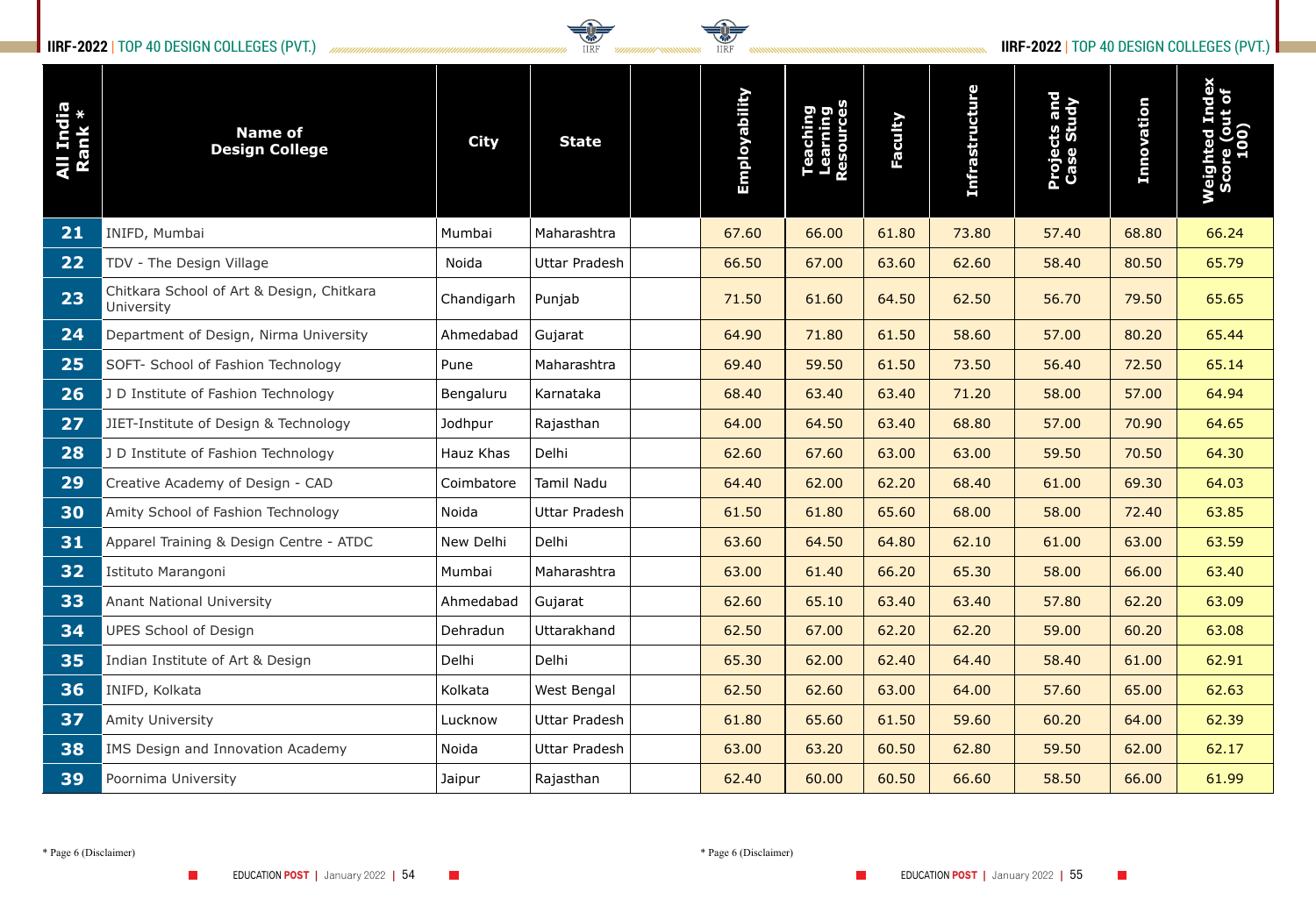| All India Rank * | Name of Design College | City | State | | Employability | Teaching Learning Resources | Faculty | Infrastructure | Projects and Case Study | Innovation | Weighted Index Score (out of 100) |
|---|---|---|---|---|---|---|---|---|---|---|---|
| 21 | INIFD, Mumbai | Mumbai | Maharashtra | | 67.60 | 66.00 | 61.80 | 73.80 | 57.40 | 68.80 | 66.24 |
| 22 | TDV - The Design Village | Noida | Uttar Pradesh | | 66.50 | 67.00 | 63.60 | 62.60 | 58.40 | 80.50 | 65.79 |
| 23 | Chitkara School of Art & Design, Chitkara University | Chandigarh | Punjab | | 71.50 | 61.60 | 64.50 | 62.50 | 56.70 | 79.50 | 65.65 |
| 24 | Department of Design, Nirma University | Ahmedabad | Gujarat | | 64.90 | 71.80 | 61.50 | 58.60 | 57.00 | 80.20 | 65.44 |
| 25 | SOFT- School of Fashion Technology | Pune | Maharashtra | | 69.40 | 59.50 | 61.50 | 73.50 | 56.40 | 72.50 | 65.14 |
| 26 | J D Institute of Fashion Technology | Bengaluru | Karnataka | | 68.40 | 63.40 | 63.40 | 71.20 | 58.00 | 57.00 | 64.94 |
| 27 | JIET-Institute of Design & Technology | Jodhpur | Rajasthan | | 64.00 | 64.50 | 63.40 | 68.80 | 57.00 | 70.90 | 64.65 |
| 28 | J D Institute of Fashion Technology | Hauz Khas | Delhi | | 62.60 | 67.60 | 63.00 | 63.00 | 59.50 | 70.50 | 64.30 |
| 29 | Creative Academy of Design - CAD | Coimbatore | Tamil Nadu | | 64.40 | 62.00 | 62.20 | 68.40 | 61.00 | 69.30 | 64.03 |
| 30 | Amity School of Fashion Technology | Noida | Uttar Pradesh | | 61.50 | 61.80 | 65.60 | 68.00 | 58.00 | 72.40 | 63.85 |
| 31 | Apparel Training & Design Centre - ATDC | New Delhi | Delhi | | 63.60 | 64.50 | 64.80 | 62.10 | 61.00 | 63.00 | 63.59 |
| 32 | Istituto Marangoni | Mumbai | Maharashtra | | 63.00 | 61.40 | 66.20 | 65.30 | 58.00 | 66.00 | 63.40 |
| 33 | Anant National University | Ahmedabad | Gujarat | | 62.60 | 65.10 | 63.40 | 63.40 | 57.80 | 62.20 | 63.09 |
| 34 | UPES School of Design | Dehradun | Uttarakhand | | 62.50 | 67.00 | 62.20 | 62.20 | 59.00 | 60.20 | 63.08 |
| 35 | Indian Institute of Art & Design | Delhi | Delhi | | 65.30 | 62.00 | 62.40 | 64.40 | 58.40 | 61.00 | 62.91 |
| 36 | INIFD, Kolkata | Kolkata | West Bengal | | 62.50 | 62.60 | 63.00 | 64.00 | 57.60 | 65.00 | 62.63 |
| 37 | Amity University | Lucknow | Uttar Pradesh | | 61.80 | 65.60 | 61.50 | 59.60 | 60.20 | 64.00 | 62.39 |
| 38 | IMS Design and Innovation Academy | Noida | Uttar Pradesh | | 63.00 | 63.20 | 60.50 | 62.80 | 59.50 | 62.00 | 62.17 |
| 39 | Poornima University | Jaipur | Rajasthan | | 62.40 | 60.00 | 60.50 | 66.60 | 58.50 | 66.00 | 61.99 |

* Page 6 (Disclaimer)